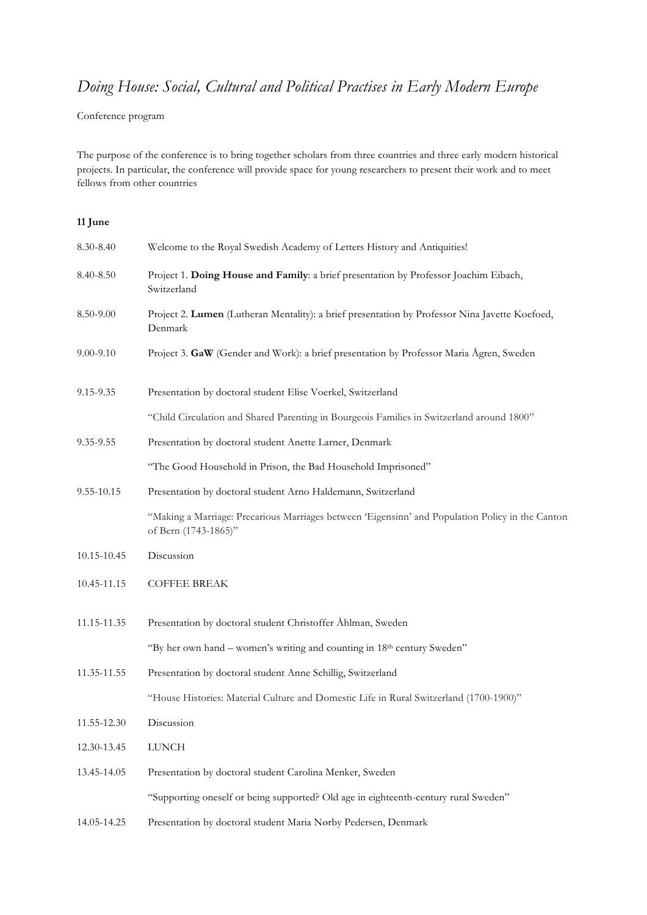# *Doing House: Social, Cultural and Political Practises in Early Modern Europe*

Conference program

The purpose of the conference is to bring together scholars from three countries and three early modern historical projects. In particular, the conference will provide space for young researchers to present their work and to meet fellows from other countries

**11 June**

| | |
|---|---|
| 8.30-8.40 | Welcome to the Royal Swedish Academy of Letters History and Antiquities! |
| 8.40-8.50 | Project 1. **Doing House and Family**: a brief presentation by Professor Joachim Eibach, Switzerland |
| 8.50-9.00 | Project 2. **Lumen** (Lutheran Mentality): a brief presentation by Professor Nina Javette Koefoed, Denmark |
| 9.00-9.10 | Project 3. **GaW** (Gender and Work): a brief presentation by Professor Maria Ågren, Sweden |
| 9.15-9.35 | Presentation by doctoral student Elise Voerkel, Switzerland<br>"Child Circulation and Shared Parenting in Bourgeois Families in Switzerland around 1800" |
| 9.35-9.55 | Presentation by doctoral student Anette Larner, Denmark<br>"The Good Household in Prison, the Bad Household Imprisoned" |
| 9.55-10.15 | Presentation by doctoral student Arno Haldemann, Switzerland<br>"Making a Marriage: Precarious Marriages between 'Eigensinn' and Population Policy in the Canton of Bern (1743-1865)" |
| 10.15-10.45 | Discussion |
| 10.45-11.15 | COFFEE BREAK |
| 11.15-11.35 | Presentation by doctoral student Christoffer Åhlman, Sweden<br>"By her own hand – women's writing and counting in 18th century Sweden" |
| 11.35-11.55 | Presentation by doctoral student Anne Schillig, Switzerland<br>"House Histories: Material Culture and Domestic Life in Rural Switzerland (1700-1900)" |
| 11.55-12.30 | Discussion |
| 12.30-13.45 | LUNCH |
| 13.45-14.05 | Presentation by doctoral student Carolina Menker, Sweden<br>"Supporting oneself or being supported? Old age in eighteenth-century rural Sweden" |
| 14.05-14.25 | Presentation by doctoral student Maria Nørby Pedersen, Denmark |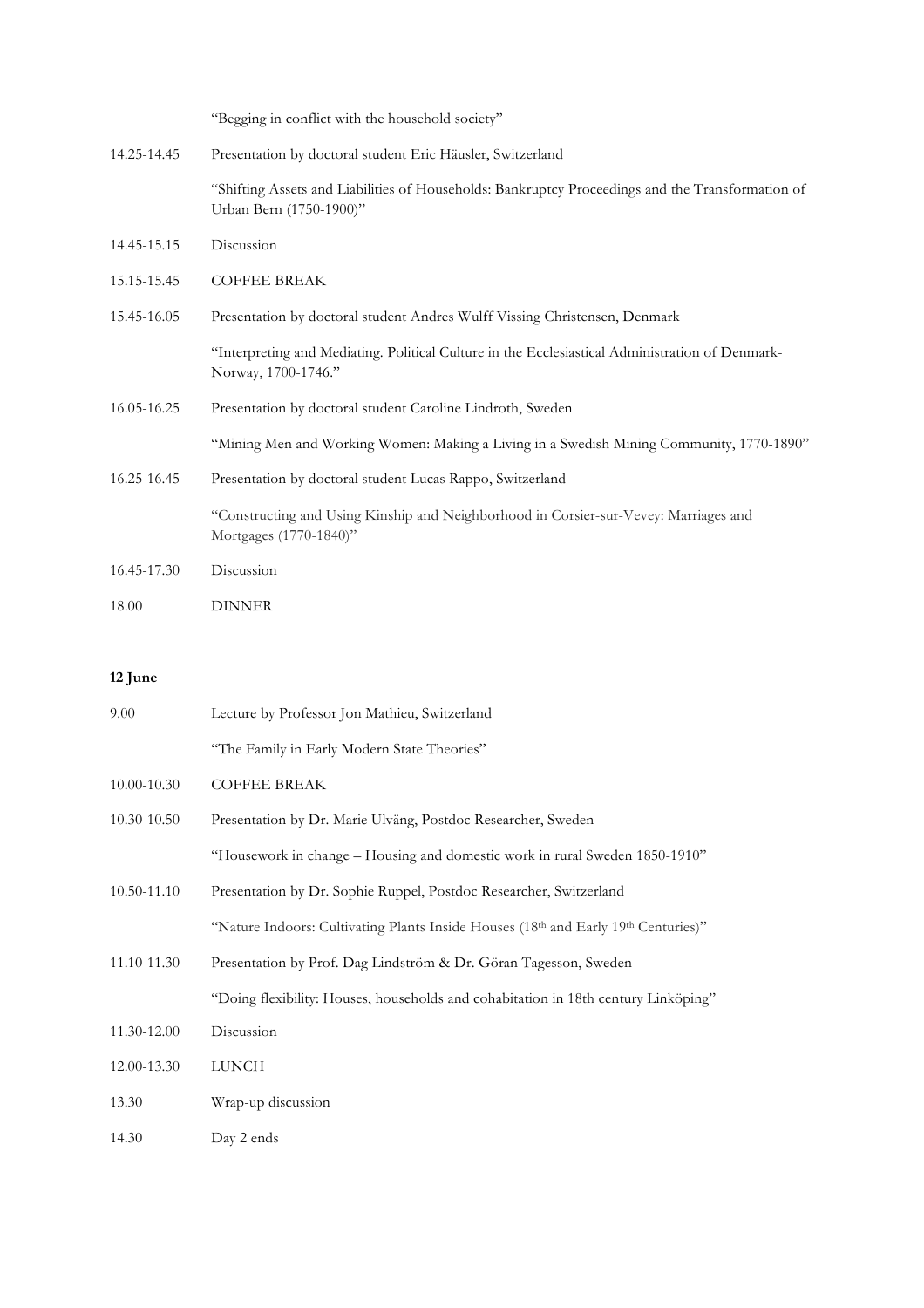| | |
|---|---|
| | "Begging in conflict with the household society" |
| 14.25-14.45 | Presentation by doctoral student Eric Häusler, Switzerland |
| | "Shifting Assets and Liabilities of Households: Bankruptcy Proceedings and the Transformation of Urban Bern (1750-1900)" |
| 14.45-15.15 | Discussion |
| 15.15-15.45 | COFFEE BREAK |
| 15.45-16.05 | Presentation by doctoral student Andres Wulff Vissing Christensen, Denmark |
| | "Interpreting and Mediating. Political Culture in the Ecclesiastical Administration of Denmark-Norway, 1700-1746." |
| 16.05-16.25 | Presentation by doctoral student Caroline Lindroth, Sweden |
| | "Mining Men and Working Women: Making a Living in a Swedish Mining Community, 1770-1890" |
| 16.25-16.45 | Presentation by doctoral student Lucas Rappo, Switzerland |
| | "Constructing and Using Kinship and Neighborhood in Corsier-sur-Vevey: Marriages and Mortgages (1770-1840)" |
| 16.45-17.30 | Discussion |
| 18.00 | DINNER |

**12 June**

| | |
|---|---|
| 9.00 | Lecture by Professor Jon Mathieu, Switzerland |
| | "The Family in Early Modern State Theories" |
| 10.00-10.30 | COFFEE BREAK |
| 10.30-10.50 | Presentation by Dr. Marie Ulväng, Postdoc Researcher, Sweden |
| | "Housework in change – Housing and domestic work in rural Sweden 1850-1910" |
| 10.50-11.10 | Presentation by Dr. Sophie Ruppel, Postdoc Researcher, Switzerland |
| | "Nature Indoors: Cultivating Plants Inside Houses (18th and Early 19th Centuries)" |
| 11.10-11.30 | Presentation by Prof. Dag Lindström & Dr. Göran Tagesson, Sweden |
| | "Doing flexibility: Houses, households and cohabitation in 18th century Linköping" |
| 11.30-12.00 | Discussion |
| 12.00-13.30 | LUNCH |
| 13.30 | Wrap-up discussion |
| 14.30 | Day 2 ends |